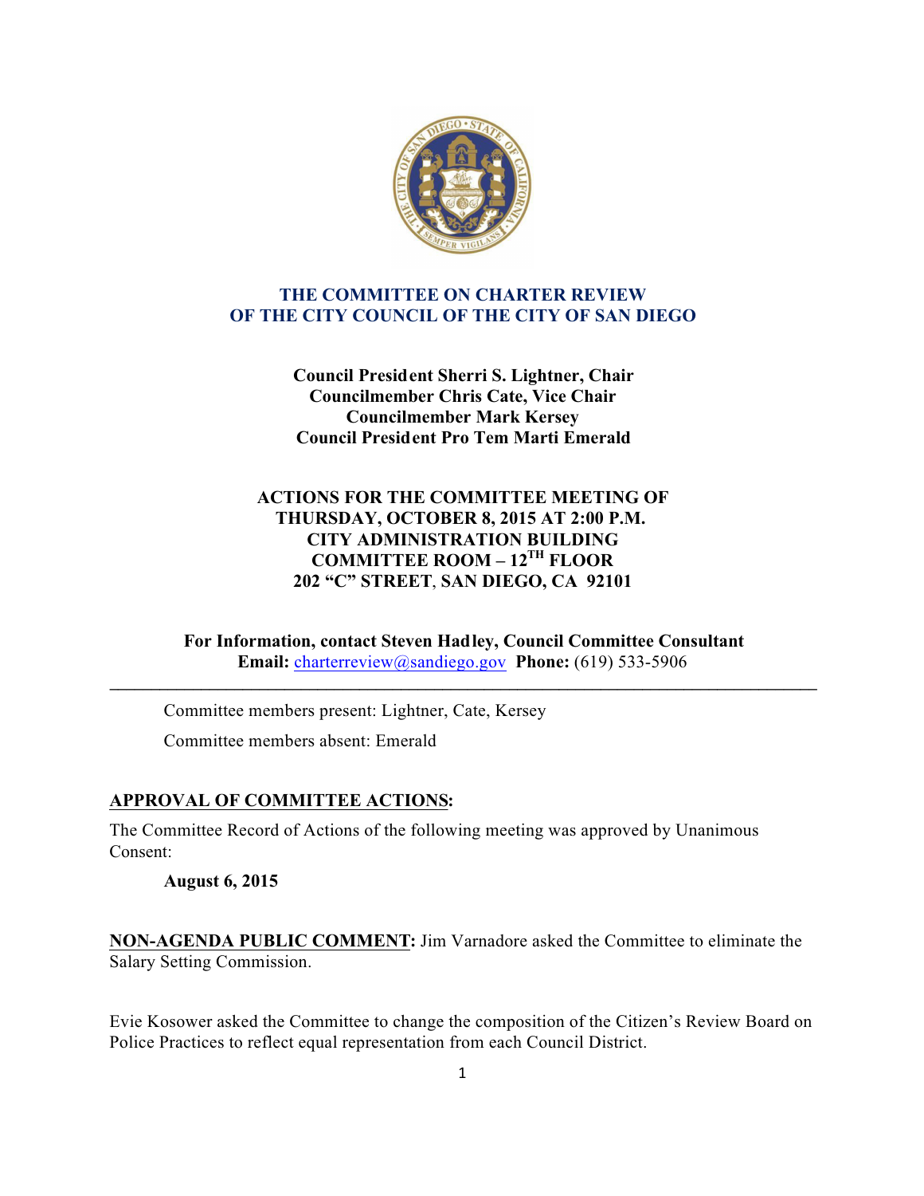# THE COMMITTEE ON CHARTER REVIEW OF THE CITY COUNCIL OF THE CITY OF SAN DIEGO

**Council President Sherri S. Lightner, Chair**
**Councilmember Chris Cate, Vice Chair**
**Councilmember Mark Kersey**
**Council President Pro Tem Marti Emerald**

**ACTIONS FOR THE COMMITTEE MEETING OF**
**THURSDAY, OCTOBER 8, 2015 AT 2:00 P.M.**
**CITY ADMINISTRATION BUILDING**
**COMMITTEE ROOM – 12TH FLOOR**
**202 "C" STREET, SAN DIEGO, CA 92101**

**For Information, contact Steven Hadley, Council Committee Consultant**
**Email:** charterreview@sandiego.gov **Phone:** (619) 533-5906

---

Committee members present: Lightner, Cate, Kersey

Committee members absent: Emerald

**APPROVAL OF COMMITTEE ACTIONS:**

The Committee Record of Actions of the following meeting was approved by Unanimous Consent:

**August 6, 2015**

**NON-AGENDA PUBLIC COMMENT:** Jim Varnadore asked the Committee to eliminate the Salary Setting Commission.

Evie Kosower asked the Committee to change the composition of the Citizen's Review Board on Police Practices to reflect equal representation from each Council District.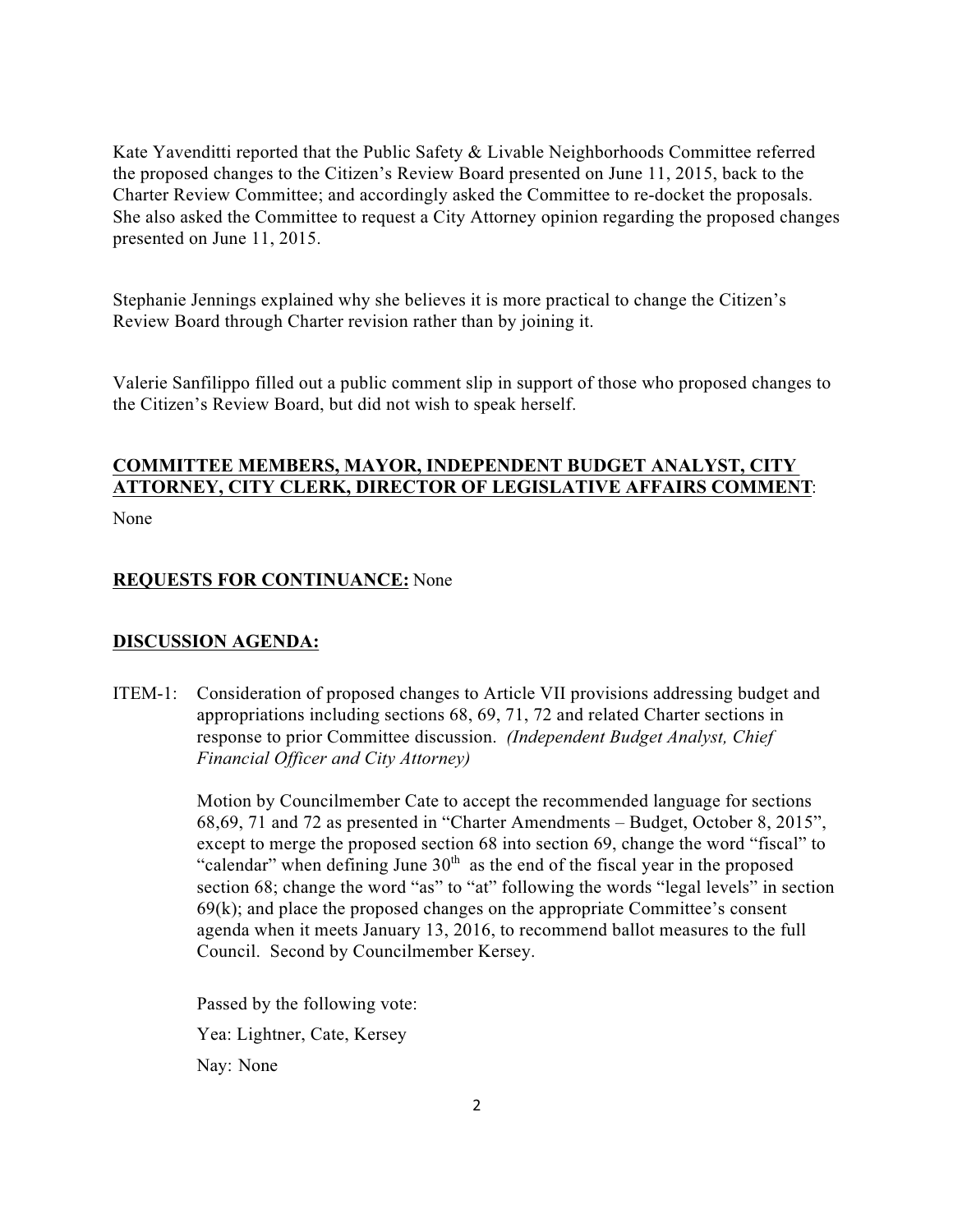Kate Yavenditti reported that the Public Safety & Livable Neighborhoods Committee referred the proposed changes to the Citizen's Review Board presented on June 11, 2015, back to the Charter Review Committee; and accordingly asked the Committee to re-docket the proposals. She also asked the Committee to request a City Attorney opinion regarding the proposed changes presented on June 11, 2015.

Stephanie Jennings explained why she believes it is more practical to change the Citizen's Review Board through Charter revision rather than by joining it.

Valerie Sanfilippo filled out a public comment slip in support of those who proposed changes to the Citizen's Review Board, but did not wish to speak herself.

**COMMITTEE MEMBERS, MAYOR, INDEPENDENT BUDGET ANALYST, CITY ATTORNEY, CITY CLERK, DIRECTOR OF LEGISLATIVE AFFAIRS COMMENT**:

None

**REQUESTS FOR CONTINUANCE:** None

**DISCUSSION AGENDA:**

ITEM-1: Consideration of proposed changes to Article VII provisions addressing budget and appropriations including sections 68, 69, 71, 72 and related Charter sections in response to prior Committee discussion. *(Independent Budget Analyst, Chief Financial Officer and City Attorney)*

Motion by Councilmember Cate to accept the recommended language for sections 68,69, 71 and 72 as presented in "Charter Amendments – Budget, October 8, 2015", except to merge the proposed section 68 into section 69, change the word "fiscal" to "calendar" when defining June 30th as the end of the fiscal year in the proposed section 68; change the word "as" to "at" following the words "legal levels" in section 69(k); and place the proposed changes on the appropriate Committee's consent agenda when it meets January 13, 2016, to recommend ballot measures to the full Council. Second by Councilmember Kersey.

Passed by the following vote:

Yea: Lightner, Cate, Kersey

Nay: None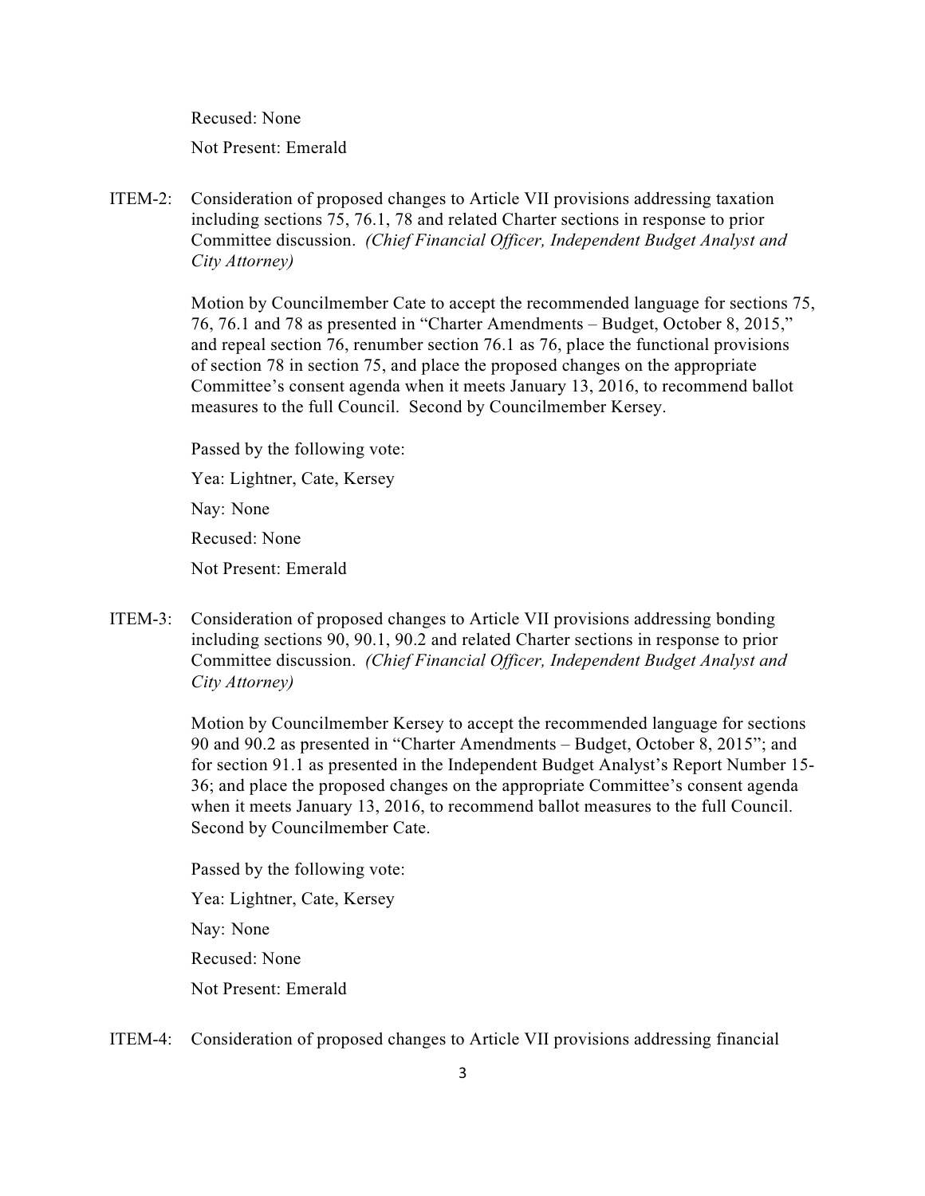Recused: None

Not Present: Emerald

ITEM-2: Consideration of proposed changes to Article VII provisions addressing taxation including sections 75, 76.1, 78 and related Charter sections in response to prior Committee discussion. *(Chief Financial Officer, Independent Budget Analyst and City Attorney)*

Motion by Councilmember Cate to accept the recommended language for sections 75, 76, 76.1 and 78 as presented in "Charter Amendments – Budget, October 8, 2015," and repeal section 76, renumber section 76.1 as 76, place the functional provisions of section 78 in section 75, and place the proposed changes on the appropriate Committee's consent agenda when it meets January 13, 2016, to recommend ballot measures to the full Council. Second by Councilmember Kersey.

Passed by the following vote:

Yea: Lightner, Cate, Kersey

Nay: None

Recused: None

Not Present: Emerald

ITEM-3: Consideration of proposed changes to Article VII provisions addressing bonding including sections 90, 90.1, 90.2 and related Charter sections in response to prior Committee discussion. *(Chief Financial Officer, Independent Budget Analyst and City Attorney)*

Motion by Councilmember Kersey to accept the recommended language for sections 90 and 90.2 as presented in "Charter Amendments – Budget, October 8, 2015"; and for section 91.1 as presented in the Independent Budget Analyst's Report Number 15-36; and place the proposed changes on the appropriate Committee's consent agenda when it meets January 13, 2016, to recommend ballot measures to the full Council. Second by Councilmember Cate.

Passed by the following vote:

Yea: Lightner, Cate, Kersey

Nay: None

Recused: None

Not Present: Emerald

ITEM-4: Consideration of proposed changes to Article VII provisions addressing financial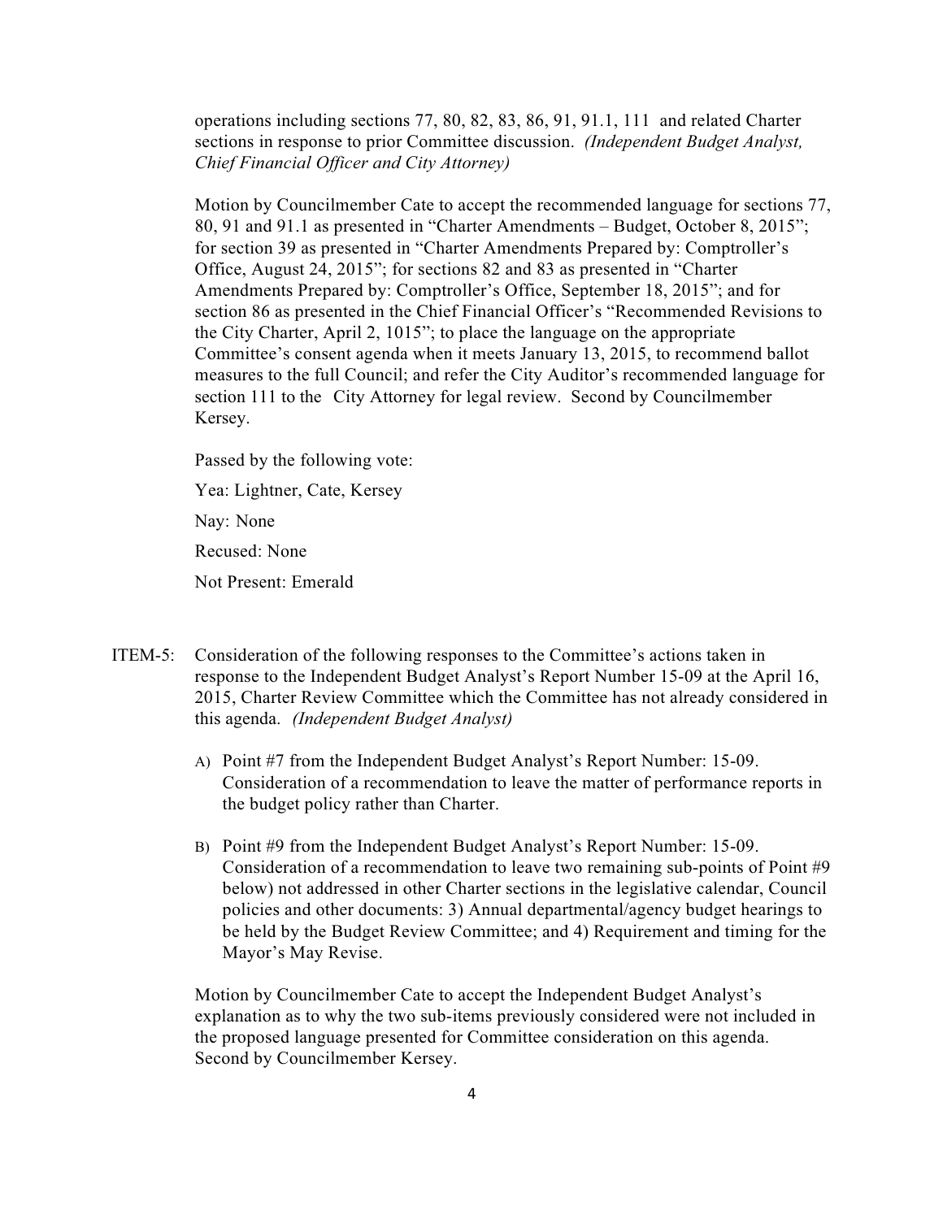operations including sections 77, 80, 82, 83, 86, 91, 91.1, 111 and related Charter sections in response to prior Committee discussion. *(Independent Budget Analyst, Chief Financial Officer and City Attorney)*

Motion by Councilmember Cate to accept the recommended language for sections 77, 80, 91 and 91.1 as presented in "Charter Amendments – Budget, October 8, 2015"; for section 39 as presented in "Charter Amendments Prepared by: Comptroller's Office, August 24, 2015"; for sections 82 and 83 as presented in "Charter Amendments Prepared by: Comptroller's Office, September 18, 2015"; and for section 86 as presented in the Chief Financial Officer's "Recommended Revisions to the City Charter, April 2, 1015"; to place the language on the appropriate Committee's consent agenda when it meets January 13, 2015, to recommend ballot measures to the full Council; and refer the City Auditor's recommended language for section 111 to the City Attorney for legal review. Second by Councilmember Kersey.

Passed by the following vote:

Yea: Lightner, Cate, Kersey

Nay: None

Recused: None

Not Present: Emerald

ITEM-5: Consideration of the following responses to the Committee's actions taken in response to the Independent Budget Analyst's Report Number 15-09 at the April 16, 2015, Charter Review Committee which the Committee has not already considered in this agenda. *(Independent Budget Analyst)*

A) Point #7 from the Independent Budget Analyst's Report Number: 15-09. Consideration of a recommendation to leave the matter of performance reports in the budget policy rather than Charter.

B) Point #9 from the Independent Budget Analyst's Report Number: 15-09. Consideration of a recommendation to leave two remaining sub-points of Point #9 below) not addressed in other Charter sections in the legislative calendar, Council policies and other documents: 3) Annual departmental/agency budget hearings to be held by the Budget Review Committee; and 4) Requirement and timing for the Mayor's May Revise.

Motion by Councilmember Cate to accept the Independent Budget Analyst's explanation as to why the two sub-items previously considered were not included in the proposed language presented for Committee consideration on this agenda. Second by Councilmember Kersey.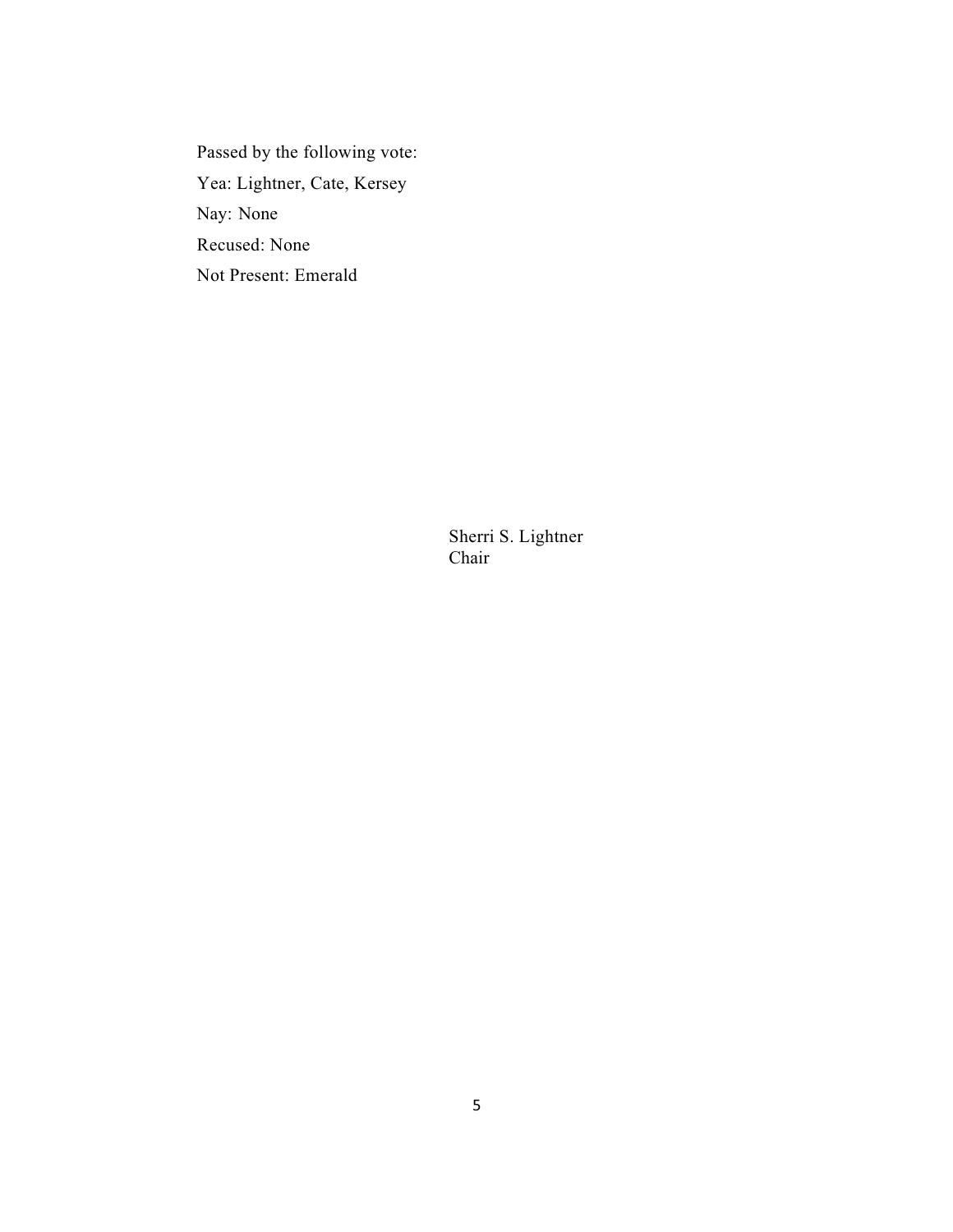Passed by the following vote:

Yea: Lightner, Cate, Kersey

Nay: None

Recused: None

Not Present: Emerald

Sherri S. Lightner
Chair